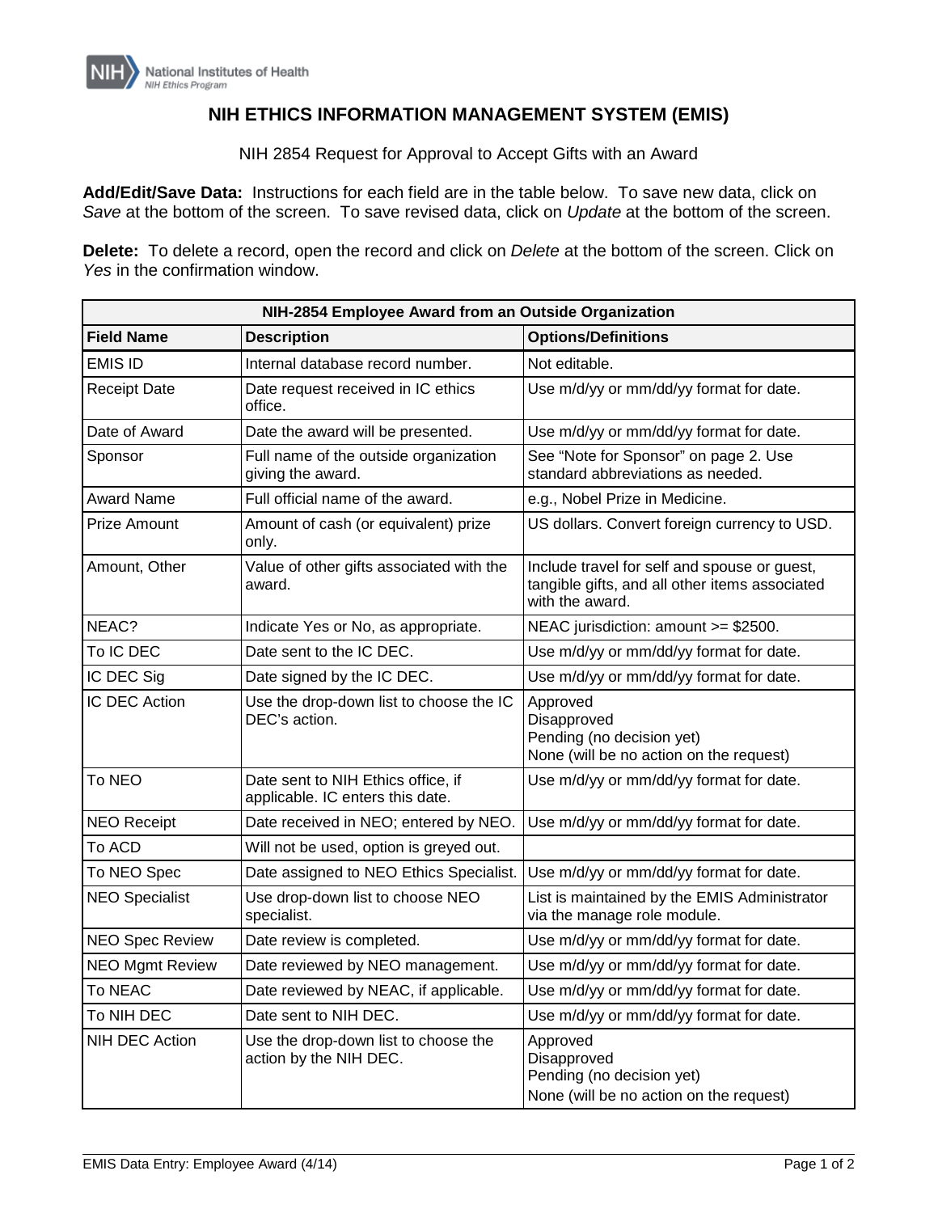National Institutes of Health
NIH Ethics Program

# NIH ETHICS INFORMATION MANAGEMENT SYSTEM (EMIS)

NIH 2854 Request for Approval to Accept Gifts with an Award

**Add/Edit/Save Data:** Instructions for each field are in the table below. To save new data, click on *Save* at the bottom of the screen. To save revised data, click on *Update* at the bottom of the screen.

**Delete:** To delete a record, open the record and click on *Delete* at the bottom of the screen. Click on *Yes* in the confirmation window.

| **NIH-2854 Employee Award from an Outside Organization** | | |
|---|---|---|
| **Field Name** | **Description** | **Options/Definitions** |
| EMIS ID | Internal database record number. | Not editable. |
| Receipt Date | Date request received in IC ethics office. | Use m/d/yy or mm/dd/yy format for date. |
| Date of Award | Date the award will be presented. | Use m/d/yy or mm/dd/yy format for date. |
| Sponsor | Full name of the outside organization giving the award. | See "Note for Sponsor" on page 2. Use standard abbreviations as needed. |
| Award Name | Full official name of the award. | e.g., Nobel Prize in Medicine. |
| Prize Amount | Amount of cash (or equivalent) prize only. | US dollars. Convert foreign currency to USD. |
| Amount, Other | Value of other gifts associated with the award. | Include travel for self and spouse or guest, tangible gifts, and all other items associated with the award. |
| NEAC? | Indicate Yes or No, as appropriate. | NEAC jurisdiction: amount >= $2500. |
| To IC DEC | Date sent to the IC DEC. | Use m/d/yy or mm/dd/yy format for date. |
| IC DEC Sig | Date signed by the IC DEC. | Use m/d/yy or mm/dd/yy format for date. |
| IC DEC Action | Use the drop-down list to choose the IC DEC's action. | Approved<br>Disapproved<br>Pending (no decision yet)<br>None (will be no action on the request) |
| To NEO | Date sent to NIH Ethics office, if applicable. IC enters this date. | Use m/d/yy or mm/dd/yy format for date. |
| NEO Receipt | Date received in NEO; entered by NEO. | Use m/d/yy or mm/dd/yy format for date. |
| To ACD | Will not be used, option is greyed out. | |
| To NEO Spec | Date assigned to NEO Ethics Specialist. | Use m/d/yy or mm/dd/yy format for date. |
| NEO Specialist | Use drop-down list to choose NEO specialist. | List is maintained by the EMIS Administrator via the manage role module. |
| NEO Spec Review | Date review is completed. | Use m/d/yy or mm/dd/yy format for date. |
| NEO Mgmt Review | Date reviewed by NEO management. | Use m/d/yy or mm/dd/yy format for date. |
| To NEAC | Date reviewed by NEAC, if applicable. | Use m/d/yy or mm/dd/yy format for date. |
| To NIH DEC | Date sent to NIH DEC. | Use m/d/yy or mm/dd/yy format for date. |
| NIH DEC Action | Use the drop-down list to choose the action by the NIH DEC. | Approved<br>Disapproved<br>Pending (no decision yet)<br>None (will be no action on the request) |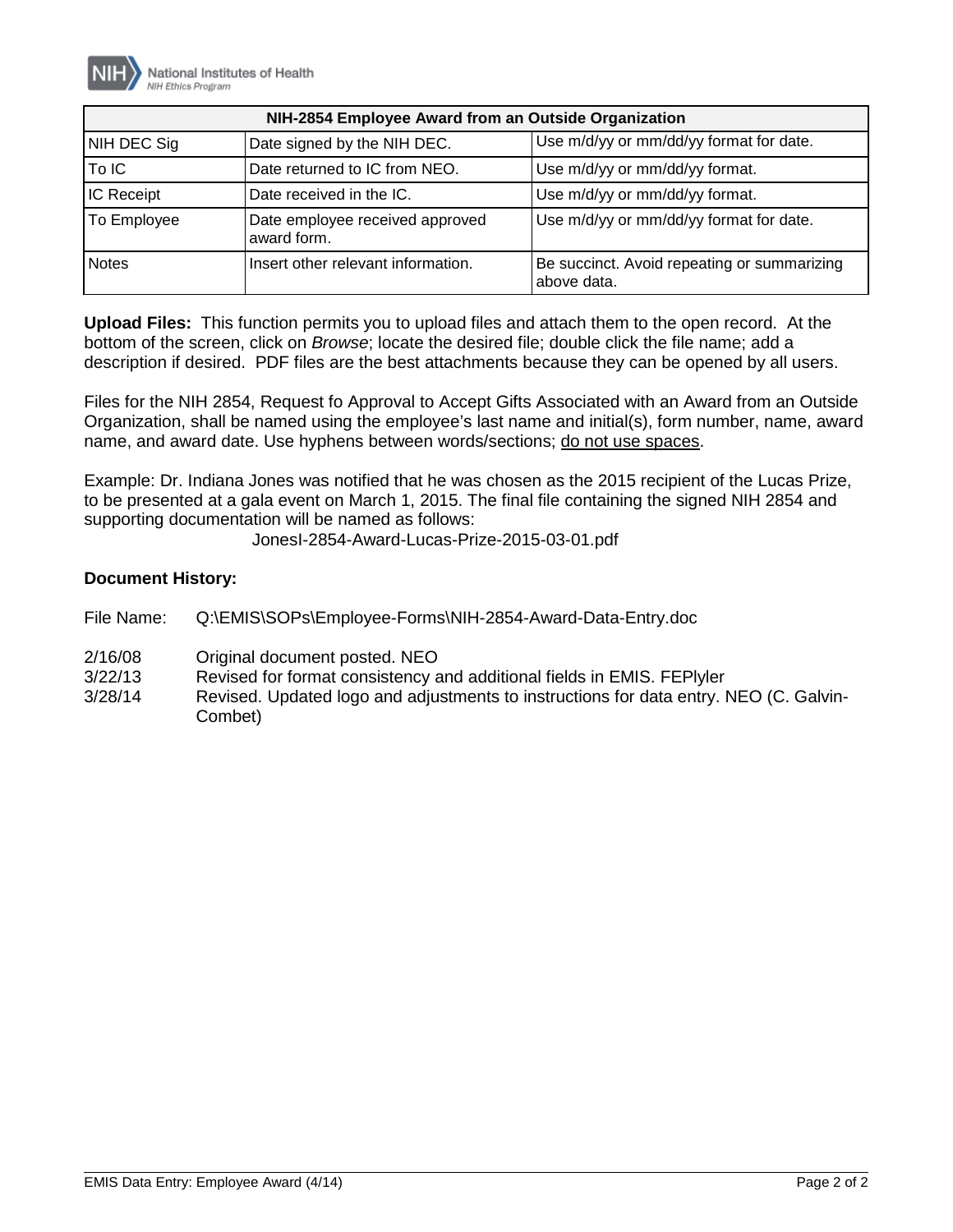| NIH-2854 Employee Award from an Outside Organization | | |
|---|---|---|
| NIH DEC Sig | Date signed by the NIH DEC. | Use m/d/yy or mm/dd/yy format for date. |
| To IC | Date returned to IC from NEO. | Use m/d/yy or mm/dd/yy format. |
| IC Receipt | Date received in the IC. | Use m/d/yy or mm/dd/yy format. |
| To Employee | Date employee received approved award form. | Use m/d/yy or mm/dd/yy format for date. |
| Notes | Insert other relevant information. | Be succinct. Avoid repeating or summarizing above data. |

**Upload Files:** This function permits you to upload files and attach them to the open record. At the bottom of the screen, click on *Browse*; locate the desired file; double click the file name; add a description if desired. PDF files are the best attachments because they can be opened by all users.

Files for the NIH 2854, Request fo Approval to Accept Gifts Associated with an Award from an Outside Organization, shall be named using the employee's last name and initial(s), form number, name, award name, and award date. Use hyphens between words/sections; <u>do not use spaces</u>.

Example: Dr. Indiana Jones was notified that he was chosen as the 2015 recipient of the Lucas Prize, to be presented at a gala event on March 1, 2015. The final file containing the signed NIH 2854 and supporting documentation will be named as follows:

JonesI-2854-Award-Lucas-Prize-2015-03-01.pdf

**Document History:**

File Name: Q:\EMIS\SOPs\Employee-Forms\NIH-2854-Award-Data-Entry.doc

2/16/08 Original document posted. NEO
3/22/13 Revised for format consistency and additional fields in EMIS. FEPlyler
3/28/14 Revised. Updated logo and adjustments to instructions for data entry. NEO (C. Galvin-Combet)